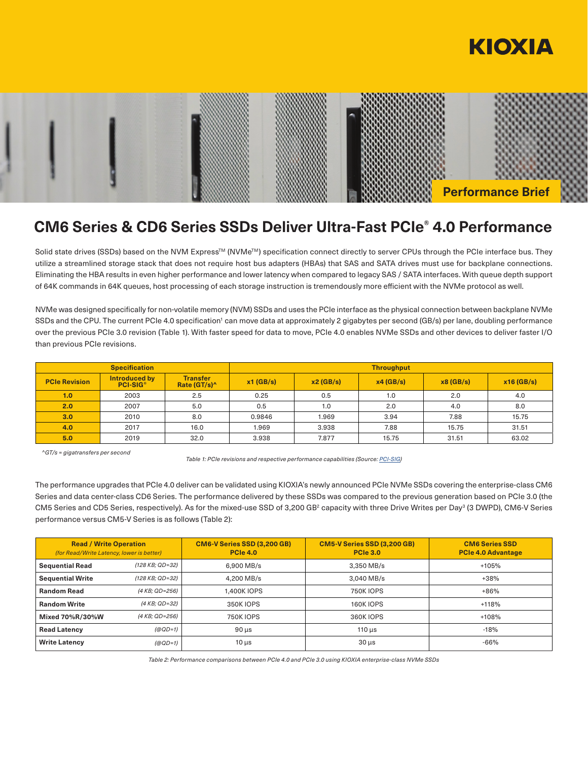KIOXIA

Performance Brief

# CM6 Series & CD6 Series SSDs Deliver Ultra-Fast PCIe® 4.0 Performance

Solid state drives (SSDs) based on the NVM Express™ (NVMe™) specification connect directly to server CPUs through the PCIe interface bus. They utilize a streamlined storage stack that does not require host bus adapters (HBAs) that SAS and SATA drives must use for backplane connections. Eliminating the HBA results in even higher performance and lower latency when compared to legacy SAS / SATA interfaces. With queue depth support of 64K commands in 64K queues, host processing of each storage instruction is tremendously more efficient with the NVMe protocol as well.

NVMe was designed specifically for non-volatile memory (NVM) SSDs and uses the PCIe interface as the physical connection between backplane NVMe SSDs and the CPU. The current PCIe 4.0 specification[1] can move data at approximately 2 gigabytes per second (GB/s) per lane, doubling performance over the previous PCIe 3.0 revision (Table 1). With faster speed for data to move, PCIe 4.0 enables NVMe SSDs and other devices to deliver faster I/O than previous PCIe revisions.

| Specification | | | Throughput | | | | |
|---|---|---|---|---|---|---|---|
| PCIe Revision | Introduced by PCI-SIG® | Transfer Rate (GT/s)^ | x1 (GB/s) | x2 (GB/s) | x4 (GB/s) | x8 (GB/s) | x16 (GB/s) |
| 1.0 | 2003 | 2.5 | 0.25 | 0.5 | 1.0 | 2.0 | 4.0 |
| 2.0 | 2007 | 5.0 | 0.5 | 1.0 | 2.0 | 4.0 | 8.0 |
| 3.0 | 2010 | 8.0 | 0.9846 | 1.969 | 3.94 | 7.88 | 15.75 |
| 4.0 | 2017 | 16.0 | 1.969 | 3.938 | 7.88 | 15.75 | 31.51 |
| 5.0 | 2019 | 32.0 | 3.938 | 7.877 | 15.75 | 31.51 | 63.02 |

*^GT/s = gigatransfers per second*

*Table 1: PCIe revisions and respective performance capabilities (Source: PCI-SIG)*

The performance upgrades that PCIe 4.0 deliver can be validated using KIOXIA's newly announced PCIe NVMe SSDs covering the enterprise-class CM6 Series and data center-class CD6 Series. The performance delivered by these SSDs was compared to the previous generation based on PCIe 3.0 (the CM5 Series and CD5 Series, respectively). As for the mixed-use SSD of 3,200 GB[2] capacity with three Drive Writes per Day[3] (3 DWPD), CM6-V Series performance versus CM5-V Series is as follows (Table 2):

| Read / Write Operation *(for Read/Write Latency, lower is better)* | | CM6-V Series SSD (3,200 GB) PCIe 4.0 | CM5-V Series SSD (3,200 GB) PCIe 3.0 | CM6 Series SSD PCIe 4.0 Advantage |
|---|---|---|---|---|
| **Sequential Read** | *(128 KB; QD=32)* | 6,900 MB/s | 3,350 MB/s | +105% |
| **Sequential Write** | *(128 KB; QD=32)* | 4,200 MB/s | 3,040 MB/s | +38% |
| **Random Read** | *(4 KB; QD=256)* | 1,400K IOPS | 750K IOPS | +86% |
| **Random Write** | *(4 KB; QD=32)* | 350K IOPS | 160K IOPS | +118% |
| **Mixed 70%R/30%W** | *(4 KB; QD=256)* | 750K IOPS | 360K IOPS | +108% |
| **Read Latency** | *(@QD=1)* | 90 µs | 110 µs | -18% |
| **Write Latency** | *(@QD=1)* | 10 µs | 30 µs | -66% |

*Table 2: Performance comparisons between PCIe 4.0 and PCIe 3.0 using KIOXIA enterprise-class NVMe SSDs*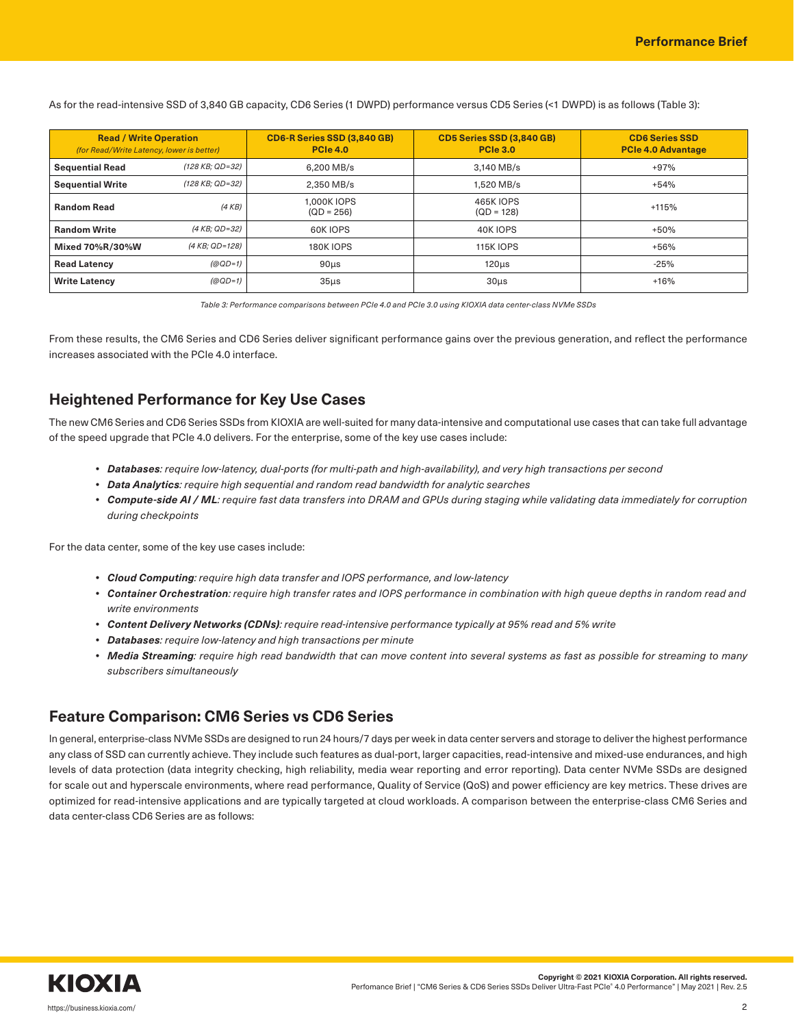As for the read-intensive SSD of 3,840 GB capacity, CD6 Series (1 DWPD) performance versus CD5 Series (<1 DWPD) is as follows (Table 3):

| Read / Write Operation *(for Read/Write Latency, lower is better)* | | CD6-R Series SSD (3,840 GB) PCIe 4.0 | CD5 Series SSD (3,840 GB) PCIe 3.0 | CD6 Series SSD PCIe 4.0 Advantage |
|---|---|---|---|---|
| **Sequential Read** | *(128 KB; QD=32)* | 6,200 MB/s | 3,140 MB/s | +97% |
| **Sequential Write** | *(128 KB; QD=32)* | 2,350 MB/s | 1,520 MB/s | +54% |
| **Random Read** | *(4 KB)* | 1,000K IOPS (QD = 256) | 465K IOPS (QD = 128) | +115% |
| **Random Write** | *(4 KB; QD=32)* | 60K IOPS | 40K IOPS | +50% |
| **Mixed 70%R/30%W** | *(4 KB; QD=128)* | 180K IOPS | 115K IOPS | +56% |
| **Read Latency** | *(@QD=1)* | 90µs | 120µs | -25% |
| **Write Latency** | *(@QD=1)* | 35µs | 30µs | +16% |

*Table 3: Performance comparisons between PCIe 4.0 and PCIe 3.0 using KIOXIA data center-class NVMe SSDs*

From these results, the CM6 Series and CD6 Series deliver significant performance gains over the previous generation, and reflect the performance increases associated with the PCIe 4.0 interface.

## Heightened Performance for Key Use Cases

The new CM6 Series and CD6 Series SSDs from KIOXIA are well-suited for many data-intensive and computational use cases that can take full advantage of the speed upgrade that PCIe 4.0 delivers. For the enterprise, some of the key use cases include:

- ***Databases****: require low-latency, dual-ports (for multi-path and high-availability), and very high transactions per second*
- ***Data Analytics****: require high sequential and random read bandwidth for analytic searches*
- ***Compute-side AI / ML****: require fast data transfers into DRAM and GPUs during staging while validating data immediately for corruption during checkpoints*

For the data center, some of the key use cases include:

- ***Cloud Computing****: require high data transfer and IOPS performance, and low-latency*
- ***Container Orchestration****: require high transfer rates and IOPS performance in combination with high queue depths in random read and write environments*
- ***Content Delivery Networks (CDNs)****: require read-intensive performance typically at 95% read and 5% write*
- ***Databases****: require low-latency and high transactions per minute*
- ***Media Streaming****: require high read bandwidth that can move content into several systems as fast as possible for streaming to many subscribers simultaneously*

## Feature Comparison: CM6 Series vs CD6 Series

In general, enterprise-class NVMe SSDs are designed to run 24 hours/7 days per week in data center servers and storage to deliver the highest performance any class of SSD can currently achieve. They include such features as dual-port, larger capacities, read-intensive and mixed-use endurances, and high levels of data protection (data integrity checking, high reliability, media wear reporting and error reporting). Data center NVMe SSDs are designed for scale out and hyperscale environments, where read performance, Quality of Service (QoS) and power efficiency are key metrics. These drives are optimized for read-intensive applications and are typically targeted at cloud workloads. A comparison between the enterprise-class CM6 Series and data center-class CD6 Series are as follows: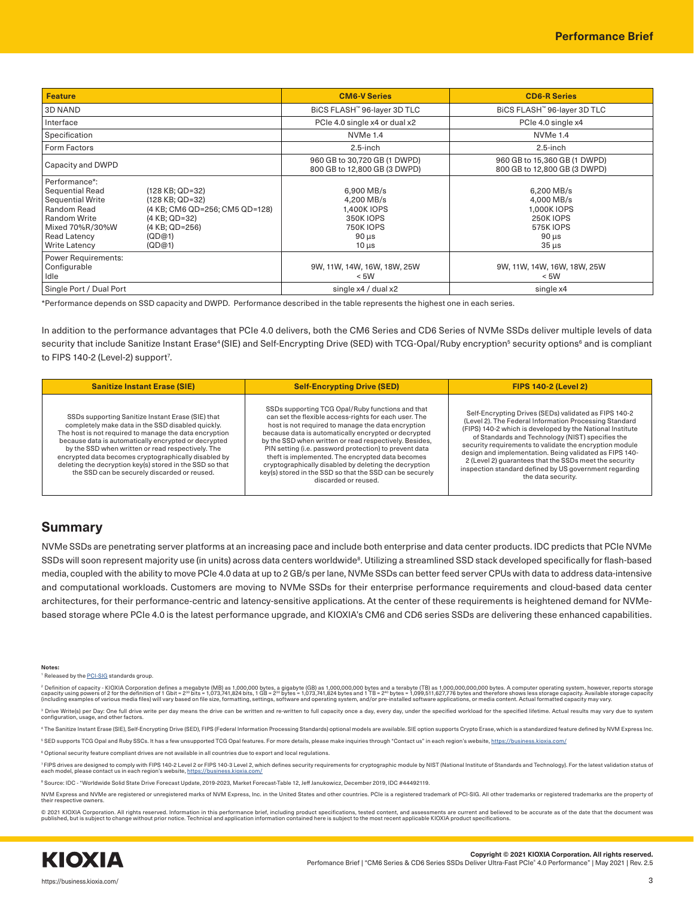| Feature | | CM6-V Series | CD6-R Series |
|---|---|---|---|
| 3D NAND | | BiCS FLASH™ 96-layer 3D TLC | BiCS FLASH™ 96-layer 3D TLC |
| Interface | | PCIe 4.0 single x4 or dual x2 | PCIe 4.0 single x4 |
| Specification | | NVMe 1.4 | NVMe 1.4 |
| Form Factors | | 2.5-inch | 2.5-inch |
| Capacity and DWPD | | 960 GB to 30,720 GB (1 DWPD)<br>800 GB to 12,800 GB (3 DWPD) | 960 GB to 15,360 GB (1 DWPD)<br>800 GB to 12,800 GB (3 DWPD) |
| Performance*:<br>Sequential Read<br>Sequential Write<br>Random Read<br>Random Write<br>Mixed 70%R/30%W<br>Read Latency<br>Write Latency | <br>(128 KB; QD=32)<br>(128 KB; QD=32)<br>(4 KB; CM6 QD=256; CM5 QD=128)<br>(4 KB; QD=32)<br>(4 KB; QD=256)<br>(QD@1)<br>(QD@1) | <br>6,900 MB/s<br>4,200 MB/s<br>1,400K IOPS<br>350K IOPS<br>750K IOPS<br>90 µs<br>10 µs | <br>6,200 MB/s<br>4,000 MB/s<br>1,000K IOPS<br>250K IOPS<br>575K IOPS<br>90 µs<br>35 µs |
| Power Requirements:<br>Configurable<br>Idle | | <br>9W, 11W, 14W, 16W, 18W, 25W<br>< 5W | <br>9W, 11W, 14W, 16W, 18W, 25W<br>< 5W |
| Single Port / Dual Port | | single x4 / dual x2 | single x4 |

*Performance depends on SSD capacity and DWPD. Performance described in the table represents the highest one in each series.

In addition to the performance advantages that PCIe 4.0 delivers, both the CM6 Series and CD6 Series of NVMe SSDs deliver multiple levels of data security that include Sanitize Instant Erase[4] (SIE) and Self-Encrypting Drive (SED) with TCG-Opal/Ruby encryption[5] security options[6] and is compliant to FIPS 140-2 (Level-2) support[7].

| Sanitize Instant Erase (SIE) | Self-Encrypting Drive (SED) | FIPS 140-2 (Level 2) |
|---|---|---|
| SSDs supporting Sanitize Instant Erase (SIE) that completely make data in the SSD disabled quickly. The host is not required to manage the data encryption because data is automatically encrypted or decrypted by the SSD when written or read respectively. The encrypted data becomes cryptographically disabled by deleting the decryption key(s) stored in the SSD so that the SSD can be securely discarded or reused. | SSDs supporting TCG Opal/Ruby functions and that can set the flexible access-rights for each user. The host is not required to manage the data encryption because data is automatically encrypted or decrypted by the SSD when written or read respectively. Besides, PIN setting (i.e. password protection) to prevent data theft is implemented. The encrypted data becomes cryptographically disabled by deleting the decryption key(s) stored in the SSD so that the SSD can be securely discarded or reused. | Self-Encrypting Drives (SEDs) validated as FIPS 140-2 (Level 2). The Federal Information Processing Standard (FIPS) 140-2 which is developed by the National Institute of Standards and Technology (NIST) specifies the security requirements to validate the encryption module design and implementation. Being validated as FIPS 140-2 (Level 2) guarantees that the SSDs meet the security inspection standard defined by US government regarding the data security. |

## Summary

NVMe SSDs are penetrating server platforms at an increasing pace and include both enterprise and data center products. IDC predicts that PCIe NVMe SSDs will soon represent majority use (in units) across data centers worldwide[8]. Utilizing a streamlined SSD stack developed specifically for flash-based media, coupled with the ability to move PCIe 4.0 data at up to 2 GB/s per lane, NVMe SSDs can better feed server CPUs with data to address data-intensive and computational workloads. Customers are moving to NVMe SSDs for their enterprise performance requirements and cloud-based data center architectures, for their performance-centric and latency-sensitive applications. At the center of these requirements is heightened demand for NVMe-based storage where PCIe 4.0 is the latest performance upgrade, and KIOXIA's CM6 and CD6 series SSDs are delivering these enhanced capabilities.

**Notes:**

[1] Released by the PCI-SIG standards group.

[2] Definition of capacity - KIOXIA Corporation defines a megabyte (MB) as 1,000,000 bytes, a gigabyte (GB) as 1,000,000,000 bytes and a terabyte (TB) as 1,000,000,000,000 bytes. A computer operating system, however, reports storage capacity using powers of 2 for the definition of 1 Gbit = $2^{30}$ bits = 1,073,741,824 bits, 1 GB = $2^{30}$ bytes = 1,073,741,824 bytes and 1 TB = $2^{40}$ bytes = 1,099,511,627,776 bytes and therefore shows less storage capacity. Available storage capacity (including examples of various media files) will vary based on file size, formatting, settings, software and operating system, and/or pre-installed software applications, or media content. Actual formatted capacity may vary.

[3] Drive Write(s) per Day: One full drive write per day means the drive can be written and re-written to full capacity once a day, every day, under the specified workload for the specified lifetime. Actual results may vary due to system configuration, usage, and other factors.

[4] The Sanitize Instant Erase (SIE), Self-Encrypting Drive (SED), FIPS (Federal Information Processing Standards) optional models are available. SIE option supports Crypto Erase, which is a standardized feature defined by NVM Express Inc.

[5] SED supports TCG Opal and Ruby SSCs. It has a few unsupported TCG Opal features. For more details, please make inquiries through "Contact us" in each region's website, https://business.kioxia.com/

[6] Optional security feature compliant drives are not available in all countries due to export and local regulations.

[7] FIPS drives are designed to comply with FIPS 140-2 Level 2 or FIPS 140-3 Level 2, which defines security requirements for cryptographic module by NIST (National Institute of Standards and Technology). For the latest validation status of each model, please contact us in each region's website, https://business.kioxia.com/

[8] Source: IDC - "Worldwide Solid State Drive Forecast Update, 2019-2023, Market Forecast-Table 12, Jeff Janukowicz, December 2019, IDC #44492119.

NVM Express and NVMe are registered or unregistered marks of NVM Express, Inc. in the United States and other countries. PCIe is a registered trademark of PCI-SIG. All other trademarks or registered trademarks are the property of their respective owners.

© 2021 KIOXIA Corporation. All rights reserved. Information in this performance brief, including product specifications, tested content, and assessments are current and believed to be accurate as of the date that the document was published, but is subject to change without prior notice. Technical and application information contained here is subject to the most recent applicable KIOXIA product specifications.

**Copyright © 2021 KIOXIA Corporation. All rights reserved.**
Perfomance Brief | "CM6 Series & CD6 Series SSDs Deliver Ultra-Fast PCIe® 4.0 Performance" | May 2021 | Rev. 2.5